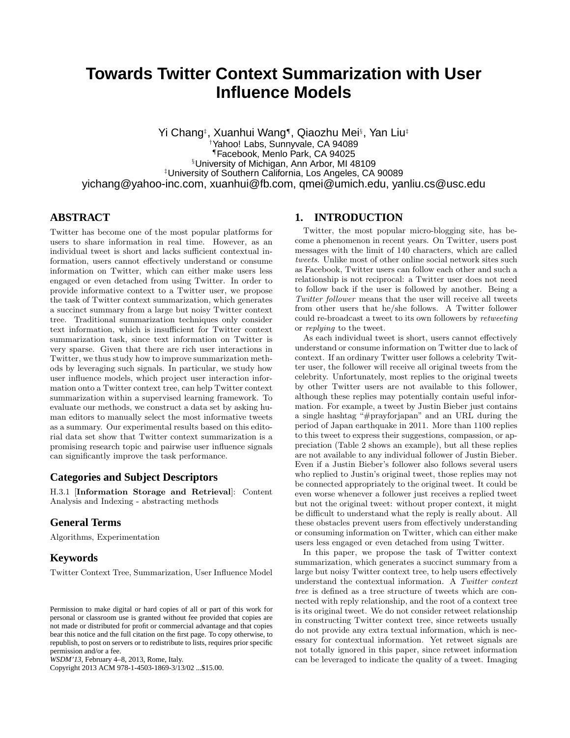# Towards Twitter Context Summarization with User Influence Models

Yi Chang[‡], Xuanhui Wang[¶], Qiaozhu Mei[§], Yan Liu[‡]
[†]Yahoo! Labs, Sunnyvale, CA 94089
[¶]Facebook, Menlo Park, CA 94025
[§]University of Michigan, Ann Arbor, MI 48109
[‡]University of Southern California, Los Angeles, CA 90089
yichang@yahoo-inc.com, xuanhui@fb.com, qmei@umich.edu, yanliu.cs@usc.edu

## ABSTRACT

Twitter has become one of the most popular platforms for users to share information in real time. However, as an individual tweet is short and lacks sufficient contextual information, users cannot effectively understand or consume information on Twitter, which can either make users less engaged or even detached from using Twitter. In order to provide informative context to a Twitter user, we propose the task of Twitter context summarization, which generates a succinct summary from a large but noisy Twitter context tree. Traditional summarization techniques only consider text information, which is insufficient for Twitter context summarization task, since text information on Twitter is very sparse. Given that there are rich user interactions in Twitter, we thus study how to improve summarization methods by leveraging such signals. In particular, we study how user influence models, which project user interaction information onto a Twitter context tree, can help Twitter context summarization within a supervised learning framework. To evaluate our methods, we construct a data set by asking human editors to manually select the most informative tweets as a summary. Our experimental results based on this editorial data set show that Twitter context summarization is a promising research topic and pairwise user influence signals can significantly improve the task performance.

### Categories and Subject Descriptors

H.3.1 [**Information Storage and Retrieval**]: Content Analysis and Indexing - abstracting methods

### General Terms

Algorithms, Experimentation

### Keywords

Twitter Context Tree, Summarization, User Influence Model

Permission to make digital or hard copies of all or part of this work for personal or classroom use is granted without fee provided that copies are not made or distributed for profit or commercial advantage and that copies bear this notice and the full citation on the first page. To copy otherwise, to republish, to post on servers or to redistribute to lists, requires prior specific permission and/or a fee.
*WSDM'13*, February 4–8, 2013, Rome, Italy.
Copyright 2013 ACM 978-1-4503-1869-3/13/02 ...$15.00.

## 1. INTRODUCTION

Twitter, the most popular micro-blogging site, has become a phenomenon in recent years. On Twitter, users post messages with the limit of 140 characters, which are called *tweets*. Unlike most of other online social network sites such as Facebook, Twitter users can follow each other and such a relationship is not reciprocal: a Twitter user does not need to follow back if the user is followed by another. Being a *Twitter follower* means that the user will receive all tweets from other users that he/she follows. A Twitter follower could re-broadcast a tweet to its own followers by *retweeting* or *replying* to the tweet.

As each individual tweet is short, users cannot effectively understand or consume information on Twitter due to lack of context. If an ordinary Twitter user follows a celebrity Twitter user, the follower will receive all original tweets from the celebrity. Unfortunately, most replies to the original tweets by other Twitter users are not available to this follower, although these replies may potentially contain useful information. For example, a tweet by Justin Bieber just contains a single hashtag "#prayforjapan" and an URL during the period of Japan earthquake in 2011. More than 1100 replies to this tweet to express their suggestions, compassion, or appreciation (Table 2 shows an example), but all these replies are not available to any individual follower of Justin Bieber. Even if a Justin Bieber's follower also follows several users who replied to Justin's original tweet, those replies may not be connected appropriately to the original tweet. It could be even worse whenever a follower just receives a replied tweet but not the original tweet: without proper context, it might be difficult to understand what the reply is really about. All these obstacles prevent users from effectively understanding or consuming information on Twitter, which can either make users less engaged or even detached from using Twitter.

In this paper, we propose the task of Twitter context summarization, which generates a succinct summary from a large but noisy Twitter context tree, to help users effectively understand the contextual information. A *Twitter context tree* is defined as a tree structure of tweets which are connected with reply relationship, and the root of a context tree is its original tweet. We do not consider retweet relationship in constructing Twitter context tree, since retweets usually do not provide any extra textual information, which is necessary for contextual information. Yet retweet signals are not totally ignored in this paper, since retweet information can be leveraged to indicate the quality of a tweet. Imaging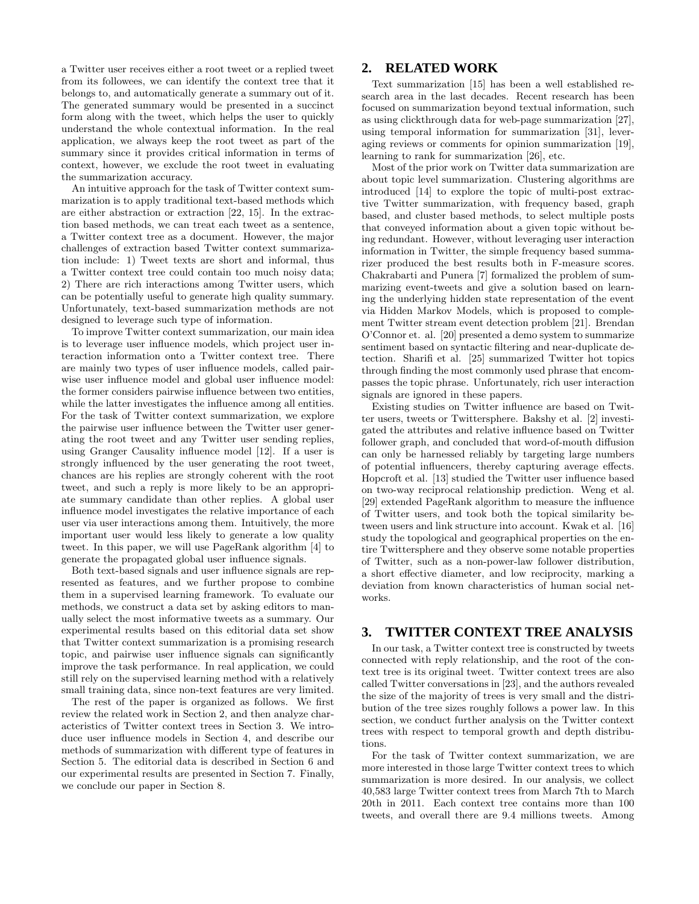a Twitter user receives either a root tweet or a replied tweet from its followees, we can identify the context tree that it belongs to, and automatically generate a summary out of it. The generated summary would be presented in a succinct form along with the tweet, which helps the user to quickly understand the whole contextual information. In the real application, we always keep the root tweet as part of the summary since it provides critical information in terms of context, however, we exclude the root tweet in evaluating the summarization accuracy.

An intuitive approach for the task of Twitter context summarization is to apply traditional text-based methods which are either abstraction or extraction [22, 15]. In the extraction based methods, we can treat each tweet as a sentence, a Twitter context tree as a document. However, the major challenges of extraction based Twitter context summarization include: 1) Tweet texts are short and informal, thus a Twitter context tree could contain too much noisy data; 2) There are rich interactions among Twitter users, which can be potentially useful to generate high quality summary. Unfortunately, text-based summarization methods are not designed to leverage such type of information.

To improve Twitter context summarization, our main idea is to leverage user influence models, which project user interaction information onto a Twitter context tree. There are mainly two types of user influence models, called pairwise user influence model and global user influence model: the former considers pairwise influence between two entities, while the latter investigates the influence among all entities. For the task of Twitter context summarization, we explore the pairwise user influence between the Twitter user generating the root tweet and any Twitter user sending replies, using Granger Causality influence model [12]. If a user is strongly influenced by the user generating the root tweet, chances are his replies are strongly coherent with the root tweet, and such a reply is more likely to be an appropriate summary candidate than other replies. A global user influence model investigates the relative importance of each user via user interactions among them. Intuitively, the more important user would less likely to generate a low quality tweet. In this paper, we will use PageRank algorithm [4] to generate the propagated global user influence signals.

Both text-based signals and user influence signals are represented as features, and we further propose to combine them in a supervised learning framework. To evaluate our methods, we construct a data set by asking editors to manually select the most informative tweets as a summary. Our experimental results based on this editorial data set show that Twitter context summarization is a promising research topic, and pairwise user influence signals can significantly improve the task performance. In real application, we could still rely on the supervised learning method with a relatively small training data, since non-text features are very limited.

The rest of the paper is organized as follows. We first review the related work in Section 2, and then analyze characteristics of Twitter context trees in Section 3. We introduce user influence models in Section 4, and describe our methods of summarization with different type of features in Section 5. The editorial data is described in Section 6 and our experimental results are presented in Section 7. Finally, we conclude our paper in Section 8.

## 2. RELATED WORK

Text summarization [15] has been a well established research area in the last decades. Recent research has been focused on summarization beyond textual information, such as using clickthrough data for web-page summarization [27], using temporal information for summarization [31], leveraging reviews or comments for opinion summarization [19], learning to rank for summarization [26], etc.

Most of the prior work on Twitter data summarization are about topic level summarization. Clustering algorithms are introduced [14] to explore the topic of multi-post extractive Twitter summarization, with frequency based, graph based, and cluster based methods, to select multiple posts that conveyed information about a given topic without being redundant. However, without leveraging user interaction information in Twitter, the simple frequency based summarizer produced the best results both in F-measure scores. Chakrabarti and Punera [7] formalized the problem of summarizing event-tweets and give a solution based on learning the underlying hidden state representation of the event via Hidden Markov Models, which is proposed to complement Twitter stream event detection problem [21]. Brendan O'Connor et. al. [20] presented a demo system to summarize sentiment based on syntactic filtering and near-duplicate detection. Sharifi et al. [25] summarized Twitter hot topics through finding the most commonly used phrase that encompasses the topic phrase. Unfortunately, rich user interaction signals are ignored in these papers.

Existing studies on Twitter influence are based on Twitter users, tweets or Twittersphere. Bakshy et al. [2] investigated the attributes and relative influence based on Twitter follower graph, and concluded that word-of-mouth diffusion can only be harnessed reliably by targeting large numbers of potential influencers, thereby capturing average effects. Hopcroft et al. [13] studied the Twitter user influence based on two-way reciprocal relationship prediction. Weng et al. [29] extended PageRank algorithm to measure the influence of Twitter users, and took both the topical similarity between users and link structure into account. Kwak et al. [16] study the topological and geographical properties on the entire Twittersphere and they observe some notable properties of Twitter, such as a non-power-law follower distribution, a short effective diameter, and low reciprocity, marking a deviation from known characteristics of human social networks.

## 3. TWITTER CONTEXT TREE ANALYSIS

In our task, a Twitter context tree is constructed by tweets connected with reply relationship, and the root of the context tree is its original tweet. Twitter context trees are also called Twitter conversations in [23], and the authors revealed the size of the majority of trees is very small and the distribution of the tree sizes roughly follows a power law. In this section, we conduct further analysis on the Twitter context trees with respect to temporal growth and depth distributions.

For the task of Twitter context summarization, we are more interested in those large Twitter context trees to which summarization is more desired. In our analysis, we collect 40,583 large Twitter context trees from March 7th to March 20th in 2011. Each context tree contains more than 100 tweets, and overall there are 9.4 millions tweets. Among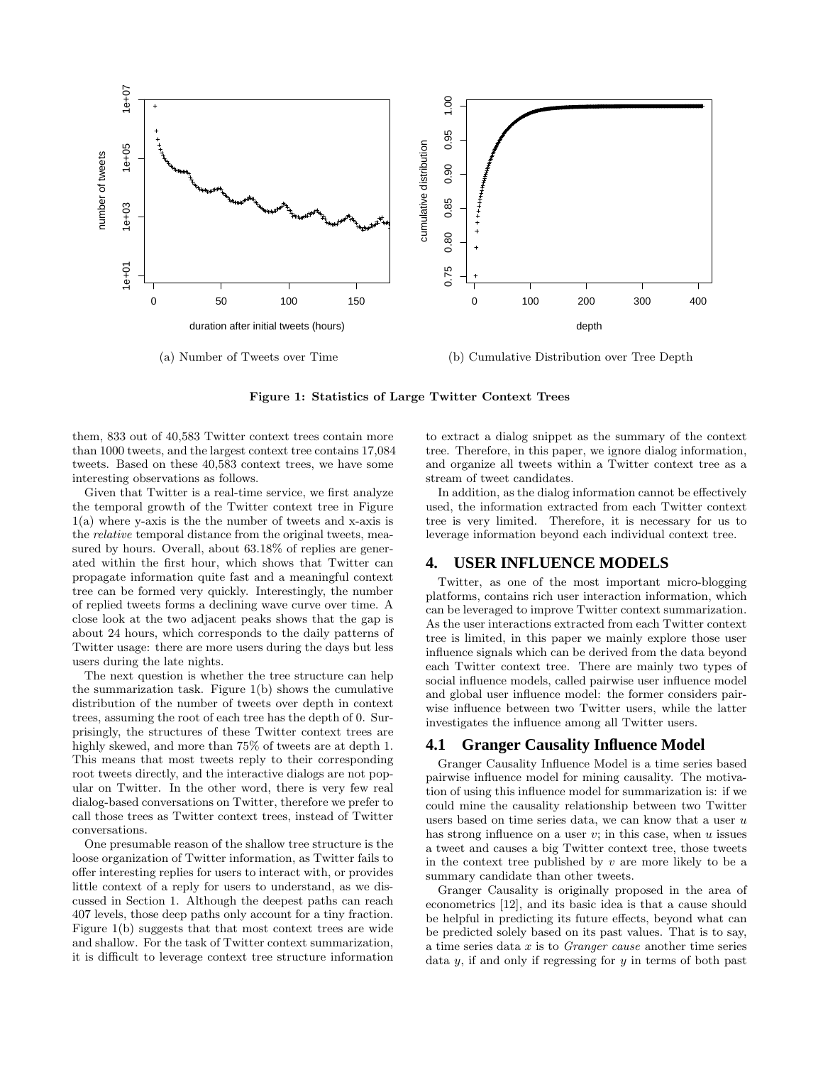(a) Number of Tweets over Time

(b) Cumulative Distribution over Tree Depth

**Figure 1: Statistics of Large Twitter Context Trees**

them, 833 out of 40,583 Twitter context trees contain more than 1000 tweets, and the largest context tree contains 17,084 tweets. Based on these 40,583 context trees, we have some interesting observations as follows.

Given that Twitter is a real-time service, we first analyze the temporal growth of the Twitter context tree in Figure 1(a) where y-axis is the the number of tweets and x-axis is the *relative* temporal distance from the original tweets, measured by hours. Overall, about 63.18% of replies are generated within the first hour, which shows that Twitter can propagate information quite fast and a meaningful context tree can be formed very quickly. Interestingly, the number of replied tweets forms a declining wave curve over time. A close look at the two adjacent peaks shows that the gap is about 24 hours, which corresponds to the daily patterns of Twitter usage: there are more users during the days but less users during the late nights.

The next question is whether the tree structure can help the summarization task. Figure 1(b) shows the cumulative distribution of the number of tweets over depth in context trees, assuming the root of each tree has the depth of 0. Surprisingly, the structures of these Twitter context trees are highly skewed, and more than 75% of tweets are at depth 1. This means that most tweets reply to their corresponding root tweets directly, and the interactive dialogs are not popular on Twitter. In the other word, there is very few real dialog-based conversations on Twitter, therefore we prefer to call those trees as Twitter context trees, instead of Twitter conversations.

One presumable reason of the shallow tree structure is the loose organization of Twitter information, as Twitter fails to offer interesting replies for users to interact with, or provides little context of a reply for users to understand, as we discussed in Section 1. Although the deepest paths can reach 407 levels, those deep paths only account for a tiny fraction. Figure 1(b) suggests that that most context trees are wide and shallow. For the task of Twitter context summarization, it is difficult to leverage context tree structure information to extract a dialog snippet as the summary of the context tree. Therefore, in this paper, we ignore dialog information, and organize all tweets within a Twitter context tree as a stream of tweet candidates.

In addition, as the dialog information cannot be effectively used, the information extracted from each Twitter context tree is very limited. Therefore, it is necessary for us to leverage information beyond each individual context tree.

## 4. USER INFLUENCE MODELS

Twitter, as one of the most important micro-blogging platforms, contains rich user interaction information, which can be leveraged to improve Twitter context summarization. As the user interactions extracted from each Twitter context tree is limited, in this paper we mainly explore those user influence signals which can be derived from the data beyond each Twitter context tree. There are mainly two types of social influence models, called pairwise user influence model and global user influence model: the former considers pairwise influence between two Twitter users, while the latter investigates the influence among all Twitter users.

### 4.1 Granger Causality Influence Model

Granger Causality Influence Model is a time series based pairwise influence model for mining causality. The motivation of using this influence model for summarization is: if we could mine the causality relationship between two Twitter users based on time series data, we can know that a user $u$ has strong influence on a user $v$; in this case, when $u$ issues a tweet and causes a big Twitter context tree, those tweets in the context tree published by $v$ are more likely to be a summary candidate than other tweets.

Granger Causality is originally proposed in the area of econometrics [12], and its basic idea is that a cause should be helpful in predicting its future effects, beyond what can be predicted solely based on its past values. That is to say, a time series data $x$ is to *Granger cause* another time series data $y$, if and only if regressing for $y$ in terms of both past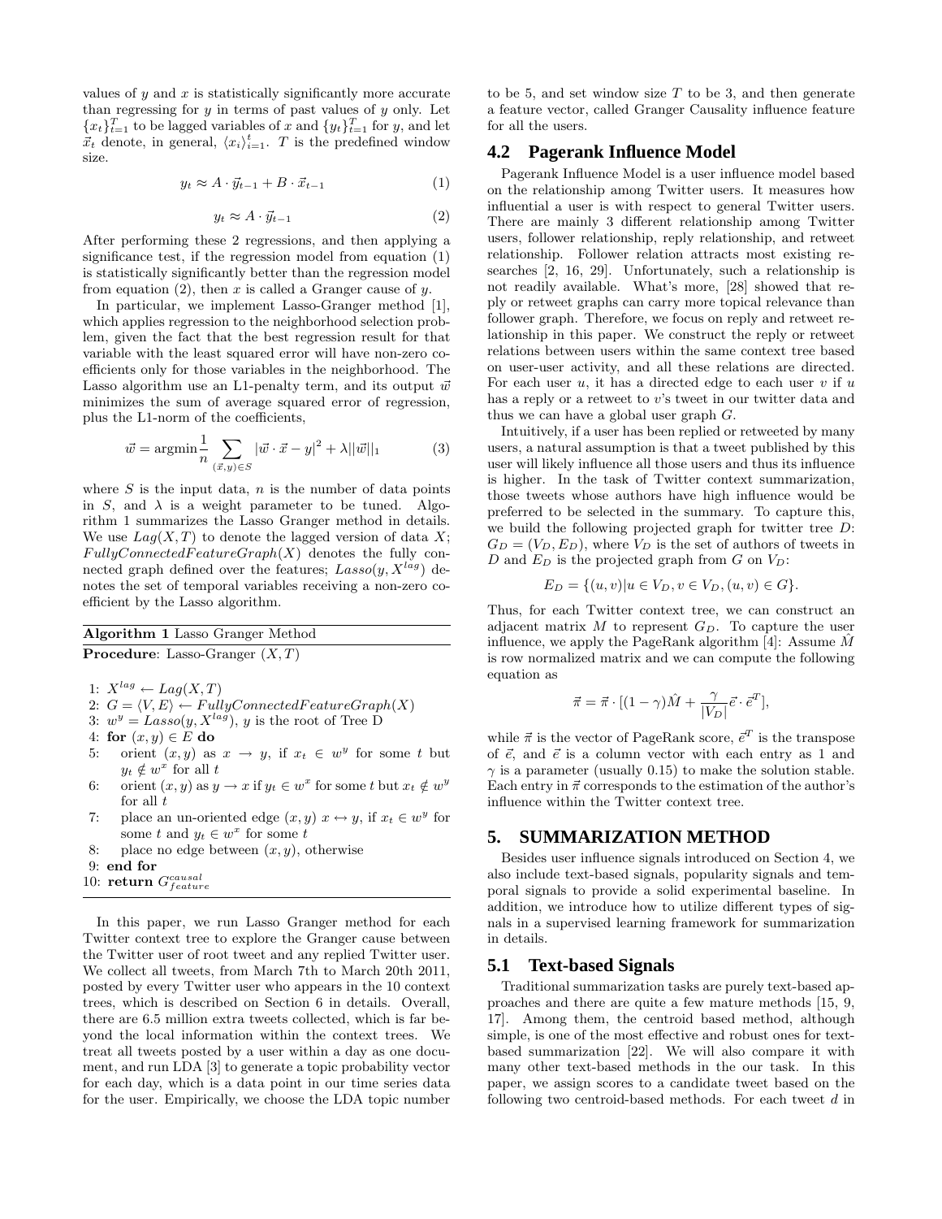values of $y$ and $x$ is statistically significantly more accurate than regressing for $y$ in terms of past values of $y$ only. Let $\{x_t\}_{t=1}^{T}$ to be lagged variables of $x$ and $\{y_t\}_{t=1}^{T}$ for $y$, and let $\vec{x}_t$ denote, in general, $\langle x_i \rangle_{i=1}^{t}$. $T$ is the predefined window size.

$$y_t \approx A \cdot \vec{y}_{t-1} + B \cdot \vec{x}_{t-1} \tag{1}$$

$$y_t \approx A \cdot \vec{y}_{t-1} \tag{2}$$

After performing these 2 regressions, and then applying a significance test, if the regression model from equation (1) is statistically significantly better than the regression model from equation (2), then $x$ is called a Granger cause of $y$.

In particular, we implement Lasso-Granger method [1], which applies regression to the neighborhood selection problem, given the fact that the best regression result for that variable with the least squared error will have non-zero coefficients only for those variables in the neighborhood. The Lasso algorithm use an L1-penalty term, and its output $\vec{w}$ minimizes the sum of average squared error of regression, plus the L1-norm of the coefficients,

$$\vec{w} = \text{argmin} \frac{1}{n} \sum_{(\vec{x},y) \in S} |\vec{w} \cdot \vec{x} - y|^2 + \lambda ||\vec{w}||_1 \tag{3}$$

where $S$ is the input data, $n$ is the number of data points in $S$, and $\lambda$ is a weight parameter to be tuned. Algorithm 1 summarizes the Lasso Granger method in details. We use $Lag(X,T)$ to denote the lagged version of data $X$; $FullyConnectedFeatureGraph(X)$ denotes the fully connected graph defined over the features; $Lasso(y, X^{lag})$ denotes the set of temporal variables receiving a non-zero coefficient by the Lasso algorithm.

**Algorithm 1** Lasso Granger Method

**Procedure**: Lasso-Granger $(X,T)$

1: $X^{lag} \leftarrow Lag(X,T)$
2: $G = \langle V, E \rangle \leftarrow FullyConnectedFeatureGraph(X)$
3: $w^y = Lasso(y, X^{lag})$, $y$ is the root of Tree D
4: **for** $(x,y) \in E$ **do**
5: orient $(x,y)$ as $x \rightarrow y$, if $x_t \in w^y$ for some $t$ but $y_t \notin w^x$ for all $t$
6: orient $(x,y)$ as $y \rightarrow x$ if $y_t \in w^x$ for some $t$ but $x_t \notin w^y$ for all $t$
7: place an un-oriented edge $(x,y)$ $x \leftrightarrow y$, if $x_t \in w^y$ for some $t$ and $y_t \in w^x$ for some $t$
8: place no edge between $(x,y)$, otherwise
9: **end for**
10: **return** $G_{feature}^{causal}$

In this paper, we run Lasso Granger method for each Twitter context tree to explore the Granger cause between the Twitter user of root tweet and any replied Twitter user. We collect all tweets, from March 7th to March 20th 2011, posted by every Twitter user who appears in the 10 context trees, which is described on Section 6 in details. Overall, there are 6.5 million extra tweets collected, which is far beyond the local information within the context trees. We treat all tweets posted by a user within a day as one document, and run LDA [3] to generate a topic probability vector for each day, which is a data point in our time series data for the user. Empirically, we choose the LDA topic number to be 5, and set window size $T$ to be 3, and then generate a feature vector, called Granger Causality influence feature for all the users.

## 4.2 Pagerank Influence Model

Pagerank Influence Model is a user influence model based on the relationship among Twitter users. It measures how influential a user is with respect to general Twitter users. There are mainly 3 different relationship among Twitter users, follower relationship, reply relationship, and retweet relationship. Follower relation attracts most existing researches [2, 16, 29]. Unfortunately, such a relationship is not readily available. What's more, [28] showed that reply or retweet graphs can carry more topical relevance than follower graph. Therefore, we focus on reply and retweet relationship in this paper. We construct the reply or retweet relations between users within the same context tree based on user-user activity, and all these relations are directed. For each user $u$, it has a directed edge to each user $v$ if $u$ has a reply or a retweet to $v$'s tweet in our twitter data and thus we can have a global user graph $G$.

Intuitively, if a user has been replied or retweeted by many users, a natural assumption is that a tweet published by this user will likely influence all those users and thus its influence is higher. In the task of Twitter context summarization, those tweets whose authors have high influence would be preferred to be selected in the summary. To capture this, we build the following projected graph for twitter tree $D$: $G_D = (V_D, E_D)$, where $V_D$ is the set of authors of tweets in $D$ and $E_D$ is the projected graph from $G$ on $V_D$:

$$E_D = \{(u,v) | u \in V_D, v \in V_D, (u,v) \in G\}.$$

Thus, for each Twitter context tree, we can construct an adjacent matrix $M$ to represent $G_D$. To capture the user influence, we apply the PageRank algorithm [4]: Assume $\hat{M}$ is row normalized matrix and we can compute the following equation as

$$\vec{\pi} = \vec{\pi} \cdot [(1-\gamma)\hat{M} + \frac{\gamma}{|V_D|} \vec{e} \cdot \vec{e}^T],$$

while $\vec{\pi}$ is the vector of PageRank score, $\vec{e}^T$ is the transpose of $\vec{e}$, and $\vec{e}$ is a column vector with each entry as 1 and $\gamma$ is a parameter (usually 0.15) to make the solution stable. Each entry in $\vec{\pi}$ corresponds to the estimation of the author's influence within the Twitter context tree.

# 5. SUMMARIZATION METHOD

Besides user influence signals introduced on Section 4, we also include text-based signals, popularity signals and temporal signals to provide a solid experimental baseline. In addition, we introduce how to utilize different types of signals in a supervised learning framework for summarization in details.

## 5.1 Text-based Signals

Traditional summarization tasks are purely text-based approaches and there are quite a few mature methods [15, 9, 17]. Among them, the centroid based method, although simple, is one of the most effective and robust ones for text-based summarization [22]. We will also compare it with many other text-based methods in the our task. In this paper, we assign scores to a candidate tweet based on the following two centroid-based methods. For each tweet $d$ in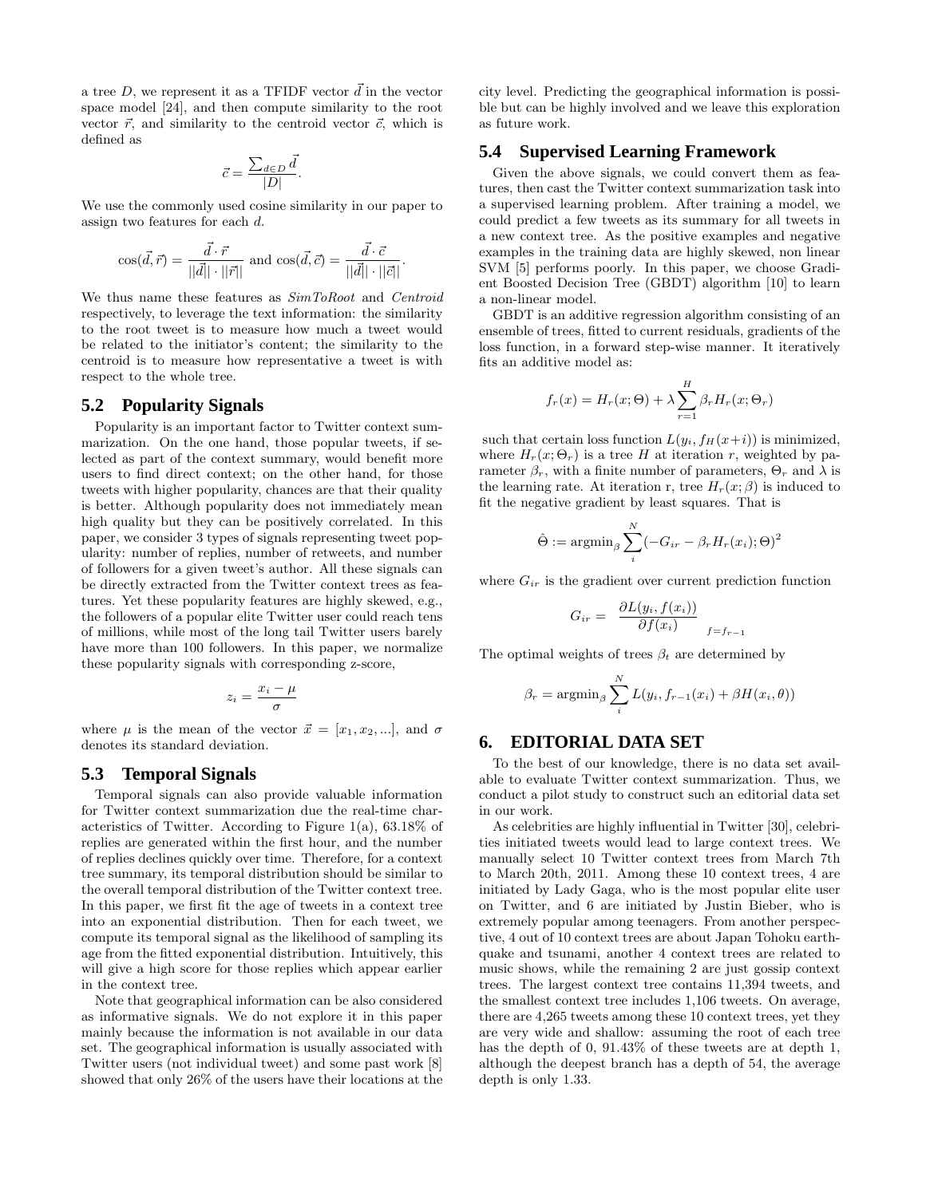a tree $D$, we represent it as a TFIDF vector $\vec{d}$ in the vector space model [24], and then compute similarity to the root vector $\vec{r}$, and similarity to the centroid vector $\vec{c}$, which is defined as

$$\vec{c} = \frac{\sum_{d \in D} \vec{d}}{|D|}.$$

We use the commonly used cosine similarity in our paper to assign two features for each $d$.

$$\cos(\vec{d}, \vec{r}) = \frac{\vec{d} \cdot \vec{r}}{||\vec{d}|| \cdot ||\vec{r}||} \text{ and } \cos(\vec{d}, \vec{c}) = \frac{\vec{d} \cdot \vec{c}}{||\vec{d}|| \cdot ||\vec{c}||}.$$

We thus name these features as *SimToRoot* and *Centroid* respectively, to leverage the text information: the similarity to the root tweet is to measure how much a tweet would be related to the initiator's content; the similarity to the centroid is to measure how representative a tweet is with respect to the whole tree.

## 5.2 Popularity Signals

Popularity is an important factor to Twitter context summarization. On the one hand, those popular tweets, if selected as part of the context summary, would benefit more users to find direct context; on the other hand, for those tweets with higher popularity, chances are that their quality is better. Although popularity does not immediately mean high quality but they can be positively correlated. In this paper, we consider 3 types of signals representing tweet popularity: number of replies, number of retweets, and number of followers for a given tweet's author. All these signals can be directly extracted from the Twitter context trees as features. Yet these popularity features are highly skewed, e.g., the followers of a popular elite Twitter user could reach tens of millions, while most of the long tail Twitter users barely have more than 100 followers. In this paper, we normalize these popularity signals with corresponding z-score,

$$z_i = \frac{x_i - \mu}{\sigma}$$

where $\mu$ is the mean of the vector $\vec{x} = [x_1, x_2, ...]$, and $\sigma$ denotes its standard deviation.

## 5.3 Temporal Signals

Temporal signals can also provide valuable information for Twitter context summarization due the real-time characteristics of Twitter. According to Figure 1(a), 63.18% of replies are generated within the first hour, and the number of replies declines quickly over time. Therefore, for a context tree summary, its temporal distribution should be similar to the overall temporal distribution of the Twitter context tree. In this paper, we first fit the age of tweets in a context tree into an exponential distribution. Then for each tweet, we compute its temporal signal as the likelihood of sampling its age from the fitted exponential distribution. Intuitively, this will give a high score for those replies which appear earlier in the context tree.

Note that geographical information can be also considered as informative signals. We do not explore it in this paper mainly because the information is not available in our data set. The geographical information is usually associated with Twitter users (not individual tweet) and some past work [8] showed that only 26% of the users have their locations at the city level. Predicting the geographical information is possible but can be highly involved and we leave this exploration as future work.

## 5.4 Supervised Learning Framework

Given the above signals, we could convert them as features, then cast the Twitter context summarization task into a supervised learning problem. After training a model, we could predict a few tweets as its summary for all tweets in a new context tree. As the positive examples and negative examples in the training data are highly skewed, non linear SVM [5] performs poorly. In this paper, we choose Gradient Boosted Decision Tree (GBDT) algorithm [10] to learn a non-linear model.

GBDT is an additive regression algorithm consisting of an ensemble of trees, fitted to current residuals, gradients of the loss function, in a forward step-wise manner. It iteratively fits an additive model as:

$$f_r(x) = H_r(x; \Theta) + \lambda \sum_{r=1}^{H} \beta_r H_r(x; \Theta_r)$$

such that certain loss function $L(y_i, f_H(x+i))$ is minimized, where $H_r(x; \Theta_r)$ is a tree $H$ at iteration $r$, weighted by parameter $\beta_r$, with a finite number of parameters, $\Theta_r$ and $\lambda$ is the learning rate. At iteration r, tree $H_r(x; \beta)$ is induced to fit the negative gradient by least squares. That is

$$\hat{\Theta} := \text{argmin}_\beta \sum_{i}^{N} (-G_{ir} - \beta_r H_r(x_i); \Theta)^2$$

where $G_{ir}$ is the gradient over current prediction function

$$G_{ir} = \left. \frac{\partial L(y_i, f(x_i))}{\partial f(x_i)} \right|_{f = f_{r-1}}$$

The optimal weights of trees $\beta_t$ are determined by

$$\beta_r = \text{argmin}_\beta \sum_{i}^{N} L(y_i, f_{r-1}(x_i) + \beta H(x_i, \theta))$$

# 6. EDITORIAL DATA SET

To the best of our knowledge, there is no data set available to evaluate Twitter context summarization. Thus, we conduct a pilot study to construct such an editorial data set in our work.

As celebrities are highly influential in Twitter [30], celebrities initiated tweets would lead to large context trees. We manually select 10 Twitter context trees from March 7th to March 20th, 2011. Among these 10 context trees, 4 are initiated by Lady Gaga, who is the most popular elite user on Twitter, and 6 are initiated by Justin Bieber, who is extremely popular among teenagers. From another perspective, 4 out of 10 context trees are about Japan Tohoku earthquake and tsunami, another 4 context trees are related to music shows, while the remaining 2 are just gossip context trees. The largest context tree contains 11,394 tweets, and the smallest context tree includes 1,106 tweets. On average, there are 4,265 tweets among these 10 context trees, yet they are very wide and shallow: assuming the root of each tree has the depth of 0, 91.43% of these tweets are at depth 1, although the deepest branch has a depth of 54, the average depth is only 1.33.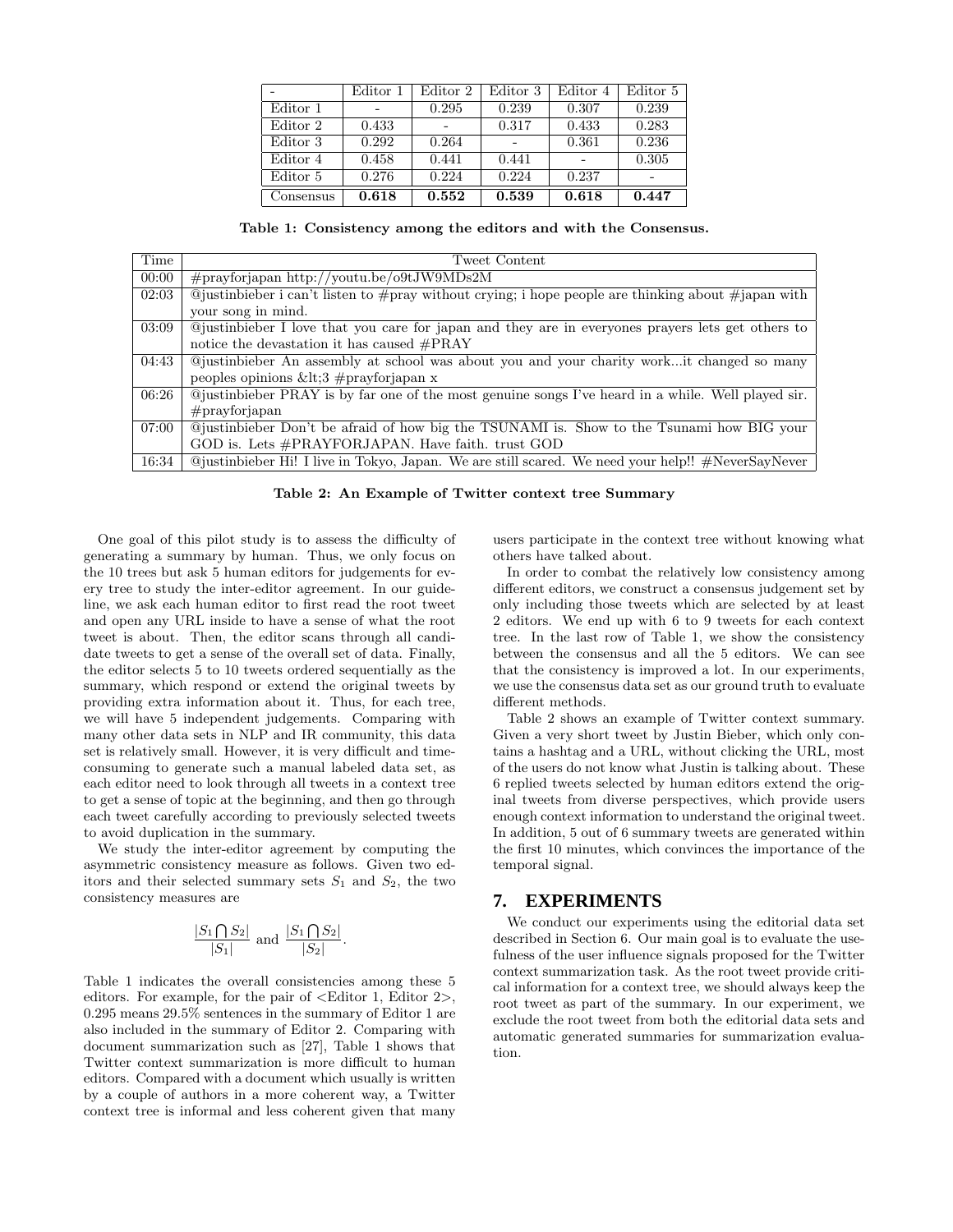| - | Editor 1 | Editor 2 | Editor 3 | Editor 4 | Editor 5 |
|---|---|---|---|---|---|
| Editor 1 | - | 0.295 | 0.239 | 0.307 | 0.239 |
| Editor 2 | 0.433 | - | 0.317 | 0.433 | 0.283 |
| Editor 3 | 0.292 | 0.264 | - | 0.361 | 0.236 |
| Editor 4 | 0.458 | 0.441 | 0.441 | - | 0.305 |
| Editor 5 | 0.276 | 0.224 | 0.224 | 0.237 | - |
| Consensus | **0.618** | **0.552** | **0.539** | **0.618** | **0.447** |

**Table 1: Consistency among the editors and with the Consensus.**

| Time | Tweet Content |
|---|---|
| 00:00 | #prayforjapan http://youtu.be/o9tJW9MDs2M |
| 02:03 | @justinbieber i can't listen to #pray without crying; i hope people are thinking about #japan with your song in mind. |
| 03:09 | @justinbieber I love that you care for japan and they are in everyones prayers lets get others to notice the devastation it has caused #PRAY |
| 04:43 | @justinbieber An assembly at school was about you and your charity work...it changed so many peoples opinions &lt;3 #prayforjapan x |
| 06:26 | @justinbieber PRAY is by far one of the most genuine songs I've heard in a while. Well played sir. #prayforjapan |
| 07:00 | @justinbieber Don't be afraid of how big the TSUNAMI is. Show to the Tsunami how BIG your GOD is. Lets #PRAYFORJAPAN. Have faith. trust GOD |
| 16:34 | @justinbieber Hi! I live in Tokyo, Japan. We are still scared. We need your help!! #NeverSayNever |

**Table 2: An Example of Twitter context tree Summary**

One goal of this pilot study is to assess the difficulty of generating a summary by human. Thus, we only focus on the 10 trees but ask 5 human editors for judgements for every tree to study the inter-editor agreement. In our guideline, we ask each human editor to first read the root tweet and open any URL inside to have a sense of what the root tweet is about. Then, the editor scans through all candidate tweets to get a sense of the overall set of data. Finally, the editor selects 5 to 10 tweets ordered sequentially as the summary, which respond or extend the original tweets by providing extra information about it. Thus, for each tree, we will have 5 independent judgements. Comparing with many other data sets in NLP and IR community, this data set is relatively small. However, it is very difficult and time-consuming to generate such a manual labeled data set, as each editor need to look through all tweets in a context tree to get a sense of topic at the beginning, and then go through each tweet carefully according to previously selected tweets to avoid duplication in the summary.

We study the inter-editor agreement by computing the asymmetric consistency measure as follows. Given two editors and their selected summary sets $S_1$ and $S_2$, the two consistency measures are

$$\frac{|S_1 \bigcap S_2|}{|S_1|} \text{ and } \frac{|S_1 \bigcap S_2|}{|S_2|}.$$

Table 1 indicates the overall consistencies among these 5 editors. For example, for the pair of <Editor 1, Editor 2>, 0.295 means 29.5% sentences in the summary of Editor 1 are also included in the summary of Editor 2. Comparing with document summarization such as [27], Table 1 shows that Twitter context summarization is more difficult to human editors. Compared with a document which usually is written by a couple of authors in a more coherent way, a Twitter context tree is informal and less coherent given that many users participate in the context tree without knowing what others have talked about.

In order to combat the relatively low consistency among different editors, we construct a consensus judgement set by only including those tweets which are selected by at least 2 editors. We end up with 6 to 9 tweets for each context tree. In the last row of Table 1, we show the consistency between the consensus and all the 5 editors. We can see that the consistency is improved a lot. In our experiments, we use the consensus data set as our ground truth to evaluate different methods.

Table 2 shows an example of Twitter context summary. Given a very short tweet by Justin Bieber, which only contains a hashtag and a URL, without clicking the URL, most of the users do not know what Justin is talking about. These 6 replied tweets selected by human editors extend the original tweets from diverse perspectives, which provide users enough context information to understand the original tweet. In addition, 5 out of 6 summary tweets are generated within the first 10 minutes, which convinces the importance of the temporal signal.

## 7. EXPERIMENTS

We conduct our experiments using the editorial data set described in Section 6. Our main goal is to evaluate the usefulness of the user influence signals proposed for the Twitter context summarization task. As the root tweet provide critical information for a context tree, we should always keep the root tweet as part of the summary. In our experiment, we exclude the root tweet from both the editorial data sets and automatic generated summaries for summarization evaluation.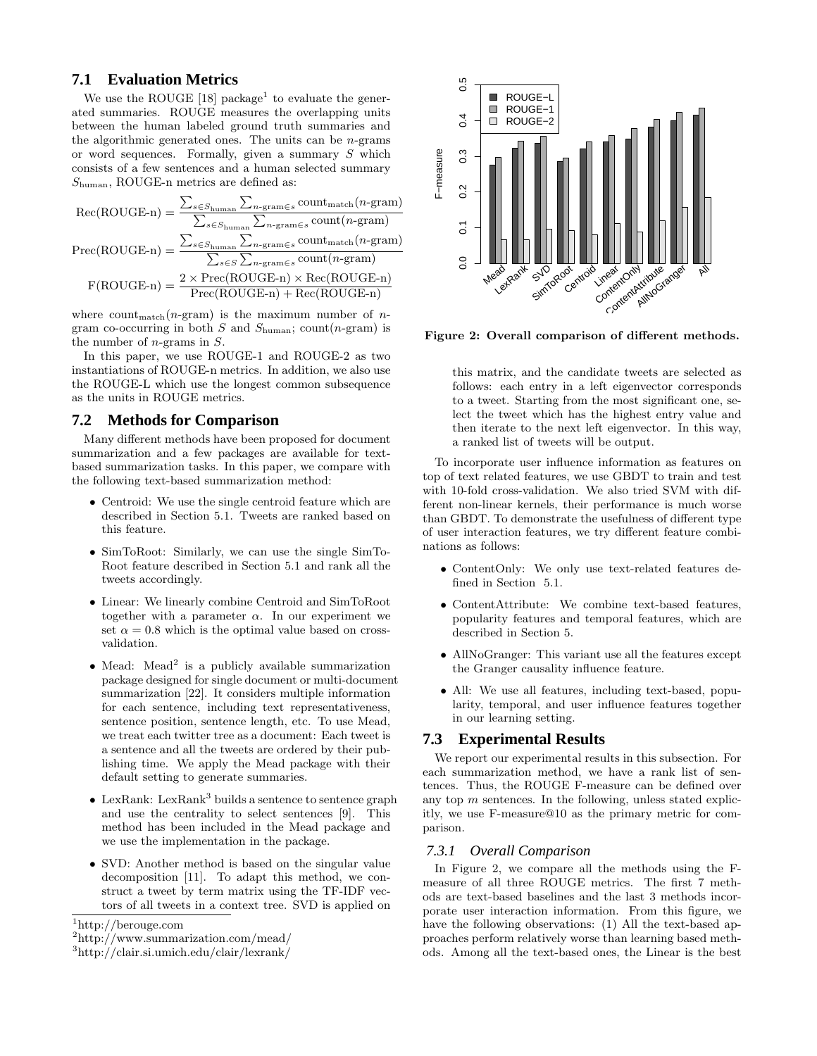## 7.1 Evaluation Metrics

We use the ROUGE [18] package[1] to evaluate the generated summaries. ROUGE measures the overlapping units between the human labeled ground truth summaries and the algorithmic generated ones. The units can be $n$-grams or word sequences. Formally, given a summary $S$ which consists of a few sentences and a human selected summary $S_{\text{human}}$, ROUGE-n metrics are defined as:

$$\text{Rec(ROUGE-n)} = \frac{\sum_{s \in S_{\text{human}}} \sum_{n\text{-gram} \in s} \text{count}_{\text{match}}(n\text{-gram})}{\sum_{s \in S_{\text{human}}} \sum_{n\text{-gram} \in s} \text{count}(n\text{-gram})}$$

$$\text{Prec(ROUGE-n)} = \frac{\sum_{s \in S_{\text{human}}} \sum_{n\text{-gram} \in s} \text{count}_{\text{match}}(n\text{-gram})}{\sum_{s \in S} \sum_{n\text{-gram} \in s} \text{count}(n\text{-gram})}$$

$$\text{F(ROUGE-n)} = \frac{2 \times \text{Prec(ROUGE-n)} \times \text{Rec(ROUGE-n)}}{\text{Prec(ROUGE-n)} + \text{Rec(ROUGE-n)}}$$

where $\text{count}_{\text{match}}(n\text{-gram})$ is the maximum number of $n$-gram co-occurring in both $S$ and $S_{\text{human}}$; $\text{count}(n\text{-gram})$ is the number of $n$-grams in $S$.

In this paper, we use ROUGE-1 and ROUGE-2 as two instantiations of ROUGE-n metrics. In addition, we also use the ROUGE-L which use the longest common subsequence as the units in ROUGE metrics.

## 7.2 Methods for Comparison

Many different methods have been proposed for document summarization and a few packages are available for text-based summarization tasks. In this paper, we compare with the following text-based summarization method:

- Centroid: We use the single centroid feature which are described in Section 5.1. Tweets are ranked based on this feature.
- SimToRoot: Similarly, we can use the single SimToRoot feature described in Section 5.1 and rank all the tweets accordingly.
- Linear: We linearly combine Centroid and SimToRoot together with a parameter $\alpha$. In our experiment we set $\alpha = 0.8$ which is the optimal value based on cross-validation.
- Mead: Mead[2] is a publicly available summarization package designed for single document or multi-document summarization [22]. It considers multiple information for each sentence, including text representativeness, sentence position, sentence length, etc. To use Mead, we treat each twitter tree as a document: Each tweet is a sentence and all the tweets are ordered by their publishing time. We apply the Mead package with their default setting to generate summaries.
- LexRank: LexRank[3] builds a sentence to sentence graph and use the centrality to select sentences [9]. This method has been included in the Mead package and we use the implementation in the package.
- SVD: Another method is based on the singular value decomposition [11]. To adapt this method, we construct a tweet by term matrix using the TF-IDF vectors of all tweets in a context tree. SVD is applied on this matrix, and the candidate tweets are selected as follows: each entry in a left eigenvector corresponds to a tweet. Starting from the most significant one, select the tweet which has the highest entry value and then iterate to the next left eigenvector. In this way, a ranked list of tweets will be output.

[1]http://berouge.com

[2]http://www.summarization.com/mead/

[3]http://clair.si.umich.edu/clair/lexrank/

Figure 2: Overall comparison of different methods.

To incorporate user influence information as features on top of text related features, we use GBDT to train and test with 10-fold cross-validation. We also tried SVM with different non-linear kernels, their performance is much worse than GBDT. To demonstrate the usefulness of different type of user interaction features, we try different feature combinations as follows:

- ContentOnly: We only use text-related features defined in Section 5.1.
- ContentAttribute: We combine text-based features, popularity features and temporal features, which are described in Section 5.
- AllNoGranger: This variant use all the features except the Granger causality influence feature.
- All: We use all features, including text-based, popularity, temporal, and user influence features together in our learning setting.

## 7.3 Experimental Results

We report our experimental results in this subsection. For each summarization method, we have a rank list of sentences. Thus, the ROUGE F-measure can be defined over any top $m$ sentences. In the following, unless stated explicitly, we use F-measure@10 as the primary metric for comparison.

### 7.3.1 Overall Comparison

In Figure 2, we compare all the methods using the F-measure of all three ROUGE metrics. The first 7 methods are text-based baselines and the last 3 methods incorporate user interaction information. From this figure, we have the following observations: (1) All the text-based approaches perform relatively worse than learning based methods. Among all the text-based ones, the Linear is the best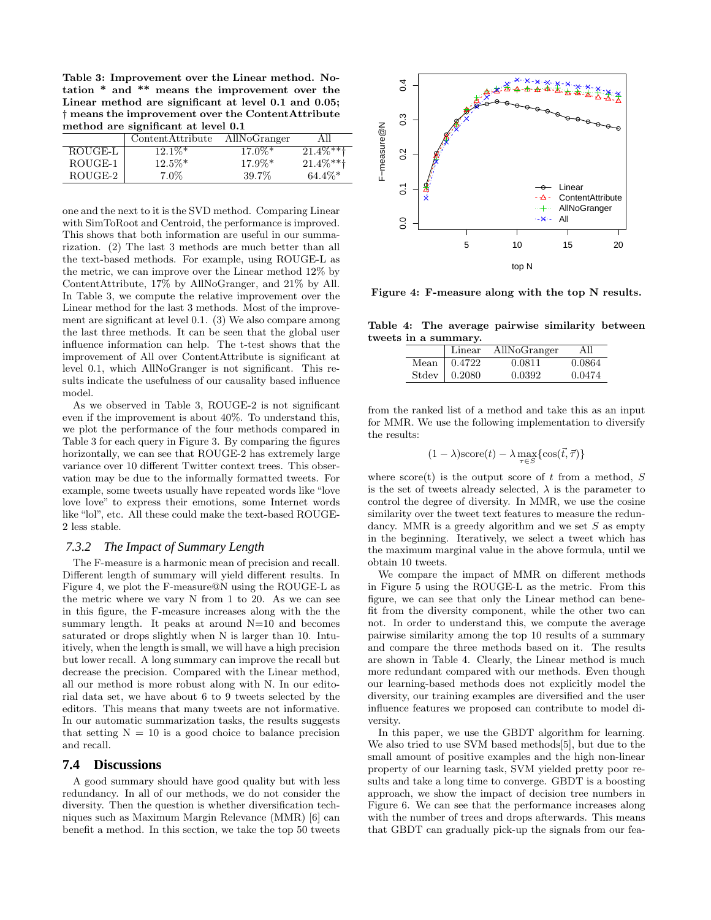**Table 3: Improvement over the Linear method. Notation * and ** means the improvement over the Linear method are significant at level 0.1 and 0.05; † means the improvement over the ContentAttribute method are significant at level 0.1**

| | ContentAttribute | AllNoGranger | All |
|---|---|---|---|
| ROUGE-L | 12.1%* | 17.0%* | 21.4%**† |
| ROUGE-1 | 12.5%* | 17.9%* | 21.4%**† |
| ROUGE-2 | 7.0% | 39.7% | 64.4%* |

one and the next to it is the SVD method. Comparing Linear with SimToRoot and Centroid, the performance is improved. This shows that both information are useful in our summarization. (2) The last 3 methods are much better than all the text-based methods. For example, using ROUGE-L as the metric, we can improve over the Linear method 12% by ContentAttribute, 17% by AllNoGranger, and 21% by All. In Table 3, we compute the relative improvement over the Linear method for the last 3 methods. Most of the improvement are significant at level 0.1. (3) We also compare among the last three methods. It can be seen that the global user influence information can help. The t-test shows that the improvement of All over ContentAttribute is significant at level 0.1, which AllNoGranger is not significant. This results indicate the usefulness of our causality based influence model.

As we observed in Table 3, ROUGE-2 is not significant even if the improvement is about 40%. To understand this, we plot the performance of the four methods compared in Table 3 for each query in Figure 3. By comparing the figures horizontally, we can see that ROUGE-2 has extremely large variance over 10 different Twitter context trees. This observation may be due to the informally formatted tweets. For example, some tweets usually have repeated words like "love love love" to express their emotions, some Internet words like "lol", etc. All these could make the text-based ROUGE-2 less stable.

### 7.3.2 The Impact of Summary Length

The F-measure is a harmonic mean of precision and recall. Different length of summary will yield different results. In Figure 4, we plot the F-measure@N using the ROUGE-L as the metric where we vary N from 1 to 20. As we can see in this figure, the F-measure increases along with the the summary length. It peaks at around N=10 and becomes saturated or drops slightly when N is larger than 10. Intuitively, when the length is small, we will have a high precision but lower recall. A long summary can improve the recall but decrease the precision. Compared with the Linear method, all our method is more robust along with N. In our editorial data set, we have about 6 to 9 tweets selected by the editors. This means that many tweets are not informative. In our automatic summarization tasks, the results suggests that setting N = 10 is a good choice to balance precision and recall.

## 7.4 Discussions

A good summary should have good quality but with less redundancy. In all of our methods, we do not consider the diversity. Then the question is whether diversification techniques such as Maximum Margin Relevance (MMR) [6] can benefit a method. In this section, we take the top 50 tweets

**Figure 4: F-measure along with the top N results.**

**Table 4: The average pairwise similarity between tweets in a summary.**

| | Linear | AllNoGranger | All |
|---|---|---|---|
| Mean | 0.4722 | 0.0811 | 0.0864 |
| Stdev | 0.2080 | 0.0392 | 0.0474 |

from the ranked list of a method and take this as an input for MMR. We use the following implementation to diversify the results:

$$(1-\lambda)\text{score}(t) - \lambda \max_{\tau \in S}\{\cos(\vec{t}, \vec{\tau})\}$$

where score(t) is the output score of $t$ from a method, $S$ is the set of tweets already selected, $\lambda$ is the parameter to control the degree of diversity. In MMR, we use the cosine similarity over the tweet text features to measure the redundancy. MMR is a greedy algorithm and we set $S$ as empty in the beginning. Iteratively, we select a tweet which has the maximum marginal value in the above formula, until we obtain 10 tweets.

We compare the impact of MMR on different methods in Figure 5 using the ROUGE-L as the metric. From this figure, we can see that only the Linear method can benefit from the diversity component, while the other two can not. In order to understand this, we compute the average pairwise similarity among the top 10 results of a summary and compare the three methods based on it. The results are shown in Table 4. Clearly, the Linear method is much more redundant compared with our methods. Even though our learning-based methods does not explicitly model the diversity, our training examples are diversified and the user influence features we proposed can contribute to model diversity.

In this paper, we use the GBDT algorithm for learning. We also tried to use SVM based methods[5], but due to the small amount of positive examples and the high non-linear property of our learning task, SVM yielded pretty poor results and take a long time to converge. GBDT is a boosting approach, we show the impact of decision tree numbers in Figure 6. We can see that the performance increases along with the number of trees and drops afterwards. This means that GBDT can gradually pick-up the signals from our fea-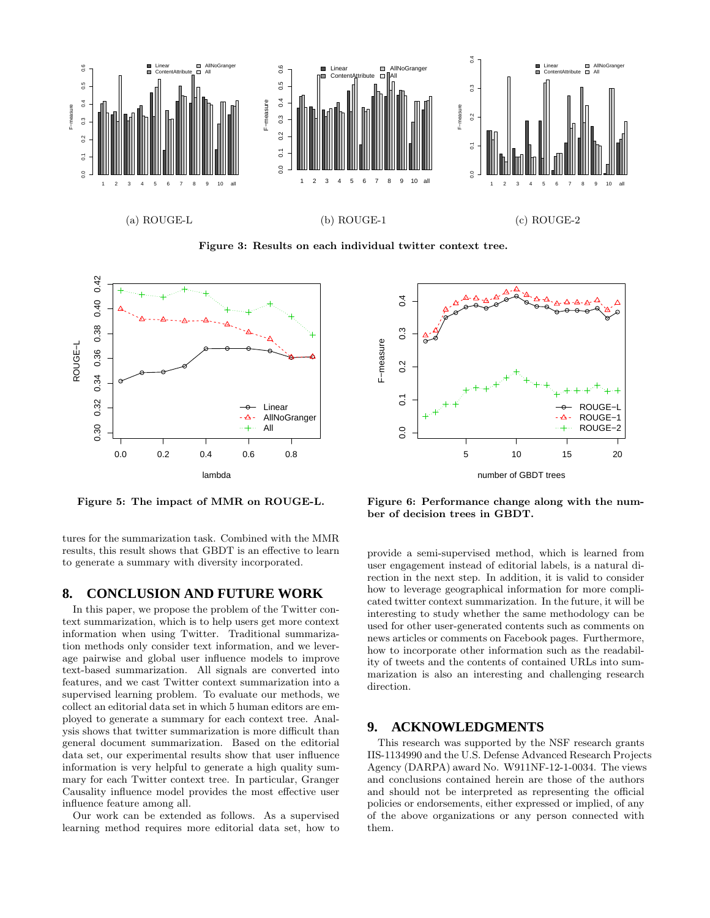(a) ROUGE-L

(b) ROUGE-1

(c) ROUGE-2

**Figure 3: Results on each individual twitter context tree.**

**Figure 5: The impact of MMR on ROUGE-L.**

**Figure 6: Performance change along with the number of decision trees in GBDT.**

tures for the summarization task. Combined with the MMR results, this result shows that GBDT is an effective to learn to generate a summary with diversity incorporated.

## 8. CONCLUSION AND FUTURE WORK

In this paper, we propose the problem of the Twitter context summarization, which is to help users get more context information when using Twitter. Traditional summarization methods only consider text information, and we leverage pairwise and global user influence models to improve text-based summarization. All signals are converted into features, and we cast Twitter context summarization into a supervised learning problem. To evaluate our methods, we collect an editorial data set in which 5 human editors are employed to generate a summary for each context tree. Analysis shows that twitter summarization is more difficult than general document summarization. Based on the editorial data set, our experimental results show that user influence information is very helpful to generate a high quality summary for each Twitter context tree. In particular, Granger Causality influence model provides the most effective user influence feature among all.

Our work can be extended as follows. As a supervised learning method requires more editorial data set, how to provide a semi-supervised method, which is learned from user engagement instead of editorial labels, is a natural direction in the next step. In addition, it is valid to consider how to leverage geographical information for more complicated twitter context summarization. In the future, it will be interesting to study whether the same methodology can be used for other user-generated contents such as comments on news articles or comments on Facebook pages. Furthermore, how to incorporate other information such as the readability of tweets and the contents of contained URLs into summarization is also an interesting and challenging research direction.

## 9. ACKNOWLEDGMENTS

This research was supported by the NSF research grants IIS-1134990 and the U.S. Defense Advanced Research Projects Agency (DARPA) award No. W911NF-12-1-0034. The views and conclusions contained herein are those of the authors and should not be interpreted as representing the official policies or endorsements, either expressed or implied, of any of the above organizations or any person connected with them.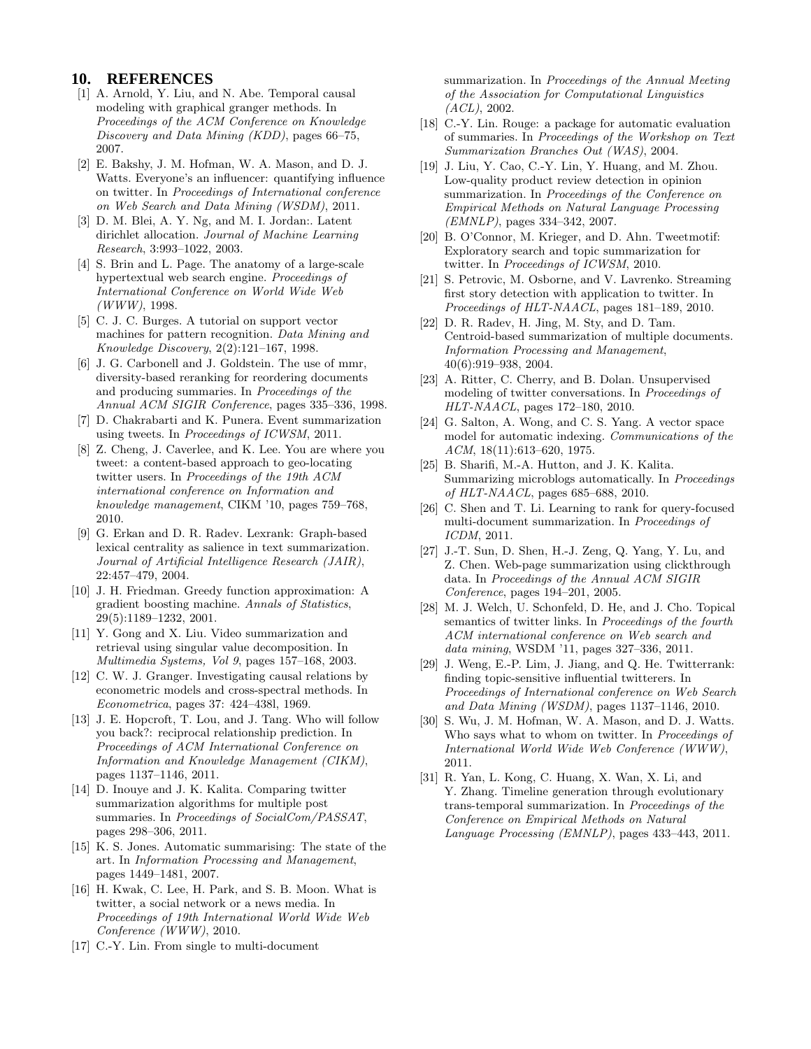## 10. REFERENCES

[1] A. Arnold, Y. Liu, and N. Abe. Temporal causal modeling with graphical granger methods. In *Proceedings of the ACM Conference on Knowledge Discovery and Data Mining (KDD)*, pages 66–75, 2007.

[2] E. Bakshy, J. M. Hofman, W. A. Mason, and D. J. Watts. Everyone's an influencer: quantifying influence on twitter. In *Proceedings of International conference on Web Search and Data Mining (WSDM)*, 2011.

[3] D. M. Blei, A. Y. Ng, and M. I. Jordan:. Latent dirichlet allocation. *Journal of Machine Learning Research*, 3:993–1022, 2003.

[4] S. Brin and L. Page. The anatomy of a large-scale hypertextual web search engine. *Proceedings of International Conference on World Wide Web (WWW)*, 1998.

[5] C. J. C. Burges. A tutorial on support vector machines for pattern recognition. *Data Mining and Knowledge Discovery*, 2(2):121–167, 1998.

[6] J. G. Carbonell and J. Goldstein. The use of mmr, diversity-based reranking for reordering documents and producing summaries. In *Proceedings of the Annual ACM SIGIR Conference*, pages 335–336, 1998.

[7] D. Chakrabarti and K. Punera. Event summarization using tweets. In *Proceedings of ICWSM*, 2011.

[8] Z. Cheng, J. Caverlee, and K. Lee. You are where you tweet: a content-based approach to geo-locating twitter users. In *Proceedings of the 19th ACM international conference on Information and knowledge management*, CIKM '10, pages 759–768, 2010.

[9] G. Erkan and D. R. Radev. Lexrank: Graph-based lexical centrality as salience in text summarization. *Journal of Artificial Intelligence Research (JAIR)*, 22:457–479, 2004.

[10] J. H. Friedman. Greedy function approximation: A gradient boosting machine. *Annals of Statistics*, 29(5):1189–1232, 2001.

[11] Y. Gong and X. Liu. Video summarization and retrieval using singular value decomposition. In *Multimedia Systems, Vol 9*, pages 157–168, 2003.

[12] C. W. J. Granger. Investigating causal relations by econometric models and cross-spectral methods. In *Econometrica*, pages 37: 424–438l, 1969.

[13] J. E. Hopcroft, T. Lou, and J. Tang. Who will follow you back?: reciprocal relationship prediction. In *Proceedings of ACM International Conference on Information and Knowledge Management (CIKM)*, pages 1137–1146, 2011.

[14] D. Inouye and J. K. Kalita. Comparing twitter summarization algorithms for multiple post summaries. In *Proceedings of SocialCom/PASSAT*, pages 298–306, 2011.

[15] K. S. Jones. Automatic summarising: The state of the art. In *Information Processing and Management*, pages 1449–1481, 2007.

[16] H. Kwak, C. Lee, H. Park, and S. B. Moon. What is twitter, a social network or a news media. In *Proceedings of 19th International World Wide Web Conference (WWW)*, 2010.

[17] C.-Y. Lin. From single to multi-document summarization. In *Proceedings of the Annual Meeting of the Association for Computational Linguistics (ACL)*, 2002.

[18] C.-Y. Lin. Rouge: a package for automatic evaluation of summaries. In *Proceedings of the Workshop on Text Summarization Branches Out (WAS)*, 2004.

[19] J. Liu, Y. Cao, C.-Y. Lin, Y. Huang, and M. Zhou. Low-quality product review detection in opinion summarization. In *Proceedings of the Conference on Empirical Methods on Natural Language Processing (EMNLP)*, pages 334–342, 2007.

[20] B. O'Connor, M. Krieger, and D. Ahn. Tweetmotif: Exploratory search and topic summarization for twitter. In *Proceedings of ICWSM*, 2010.

[21] S. Petrovic, M. Osborne, and V. Lavrenko. Streaming first story detection with application to twitter. In *Proceedings of HLT-NAACL*, pages 181–189, 2010.

[22] D. R. Radev, H. Jing, M. Sty, and D. Tam. Centroid-based summarization of multiple documents. *Information Processing and Management*, 40(6):919–938, 2004.

[23] A. Ritter, C. Cherry, and B. Dolan. Unsupervised modeling of twitter conversations. In *Proceedings of HLT-NAACL*, pages 172–180, 2010.

[24] G. Salton, A. Wong, and C. S. Yang. A vector space model for automatic indexing. *Communications of the ACM*, 18(11):613–620, 1975.

[25] B. Sharifi, M.-A. Hutton, and J. K. Kalita. Summarizing microblogs automatically. In *Proceedings of HLT-NAACL*, pages 685–688, 2010.

[26] C. Shen and T. Li. Learning to rank for query-focused multi-document summarization. In *Proceedings of ICDM*, 2011.

[27] J.-T. Sun, D. Shen, H.-J. Zeng, Q. Yang, Y. Lu, and Z. Chen. Web-page summarization using clickthrough data. In *Proceedings of the Annual ACM SIGIR Conference*, pages 194–201, 2005.

[28] M. J. Welch, U. Schonfeld, D. He, and J. Cho. Topical semantics of twitter links. In *Proceedings of the fourth ACM international conference on Web search and data mining*, WSDM '11, pages 327–336, 2011.

[29] J. Weng, E.-P. Lim, J. Jiang, and Q. He. Twitterrank: finding topic-sensitive influential twitterers. In *Proceedings of International conference on Web Search and Data Mining (WSDM)*, pages 1137–1146, 2010.

[30] S. Wu, J. M. Hofman, W. A. Mason, and D. J. Watts. Who says what to whom on twitter. In *Proceedings of International World Wide Web Conference (WWW)*, 2011.

[31] R. Yan, L. Kong, C. Huang, X. Wan, X. Li, and Y. Zhang. Timeline generation through evolutionary trans-temporal summarization. In *Proceedings of the Conference on Empirical Methods on Natural Language Processing (EMNLP)*, pages 433–443, 2011.